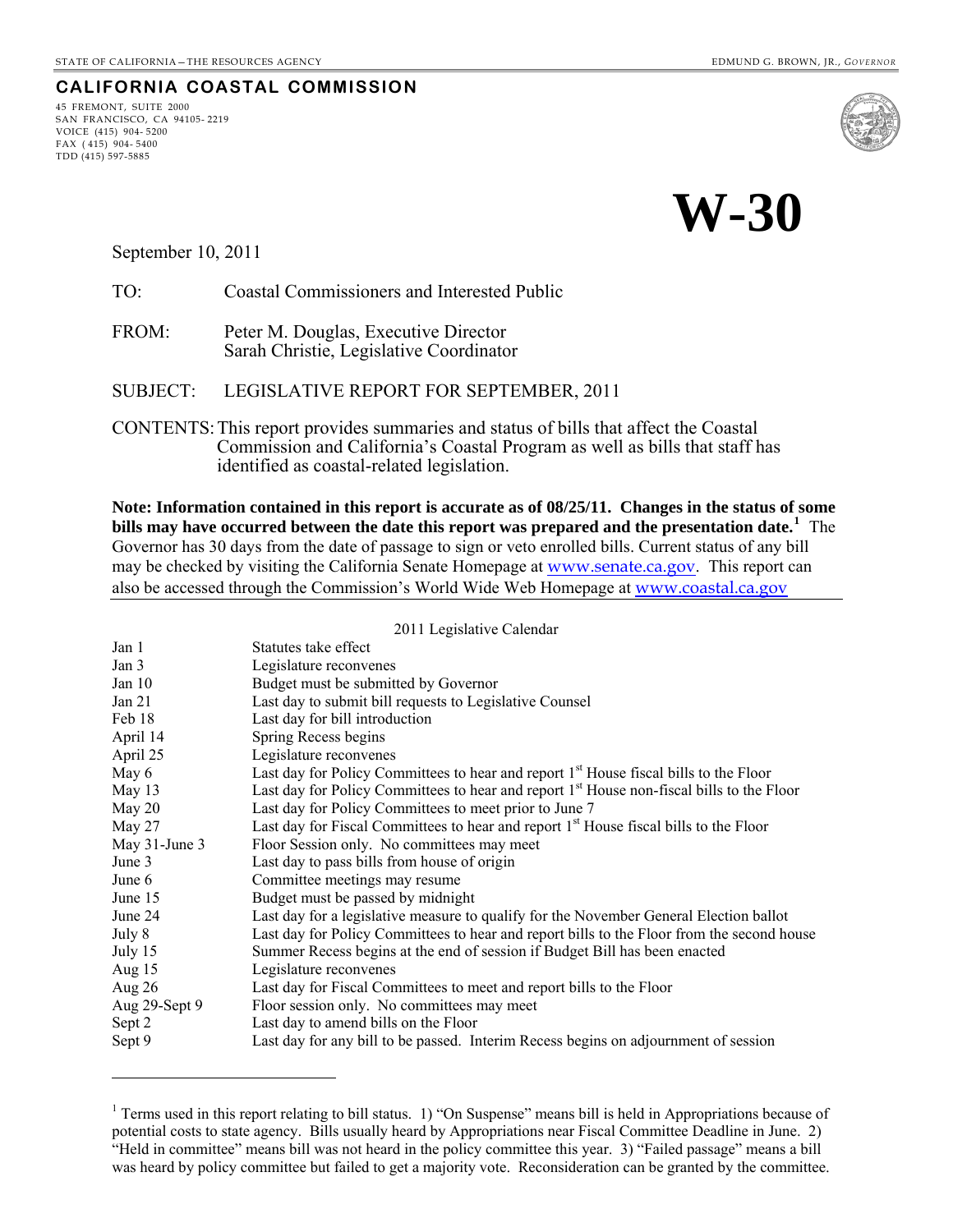STATE OF CALIFORNIA – THE RESOURCES AGENCY

EDMUND G. BROWN, JR., *GOVERNOR*

## CALIFORNIA COASTAL COMMISSION

45 FREMONT, SUITE 2000
SAN FRANCISCO, CA 94105- 2219
VOICE (415) 904- 5200
FAX ( 415) 904- 5400
TDD (415) 597-5885

# W-30

September 10, 2011

TO: Coastal Commissioners and Interested Public

FROM: Peter M. Douglas, Executive Director
Sarah Christie, Legislative Coordinator

SUBJECT: LEGISLATIVE REPORT FOR SEPTEMBER, 2011

CONTENTS: This report provides summaries and status of bills that affect the Coastal Commission and California's Coastal Program as well as bills that staff has identified as coastal-related legislation.

**Note: Information contained in this report is accurate as of 08/25/11. Changes in the status of some bills may have occurred between the date this report was prepared and the presentation date.[1]** The Governor has 30 days from the date of passage to sign or veto enrolled bills. Current status of any bill may be checked by visiting the California Senate Homepage at www.senate.ca.gov. This report can also be accessed through the Commission's World Wide Web Homepage at www.coastal.ca.gov

2011 Legislative Calendar

| | |
|---|---|
| Jan 1 | Statutes take effect |
| Jan 3 | Legislature reconvenes |
| Jan 10 | Budget must be submitted by Governor |
| Jan 21 | Last day to submit bill requests to Legislative Counsel |
| Feb 18 | Last day for bill introduction |
| April 14 | Spring Recess begins |
| April 25 | Legislature reconvenes |
| May 6 | Last day for Policy Committees to hear and report 1st House fiscal bills to the Floor |
| May 13 | Last day for Policy Committees to hear and report 1st House non-fiscal bills to the Floor |
| May 20 | Last day for Policy Committees to meet prior to June 7 |
| May 27 | Last day for Fiscal Committees to hear and report 1st House fiscal bills to the Floor |
| May 31-June 3 | Floor Session only. No committees may meet |
| June 3 | Last day to pass bills from house of origin |
| June 6 | Committee meetings may resume |
| June 15 | Budget must be passed by midnight |
| June 24 | Last day for a legislative measure to qualify for the November General Election ballot |
| July 8 | Last day for Policy Committees to hear and report bills to the Floor from the second house |
| July 15 | Summer Recess begins at the end of session if Budget Bill has been enacted |
| Aug 15 | Legislature reconvenes |
| Aug 26 | Last day for Fiscal Committees to meet and report bills to the Floor |
| Aug 29-Sept 9 | Floor session only. No committees may meet |
| Sept 2 | Last day to amend bills on the Floor |
| Sept 9 | Last day for any bill to be passed. Interim Recess begins on adjournment of session |

[1] Terms used in this report relating to bill status. 1) "On Suspense" means bill is held in Appropriations because of potential costs to state agency. Bills usually heard by Appropriations near Fiscal Committee Deadline in June. 2) "Held in committee" means bill was not heard in the policy committee this year. 3) "Failed passage" means a bill was heard by policy committee but failed to get a majority vote. Reconsideration can be granted by the committee.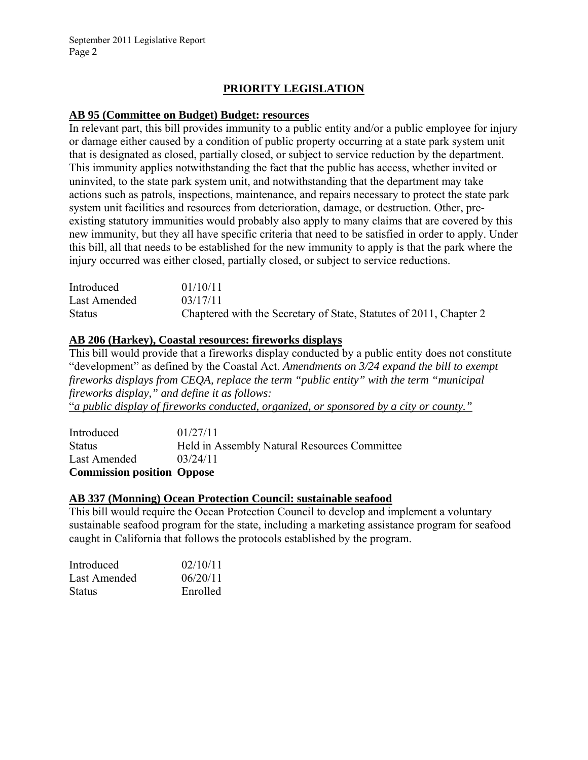## PRIORITY LEGISLATION

### AB 95 (Committee on Budget) Budget: resources

In relevant part, this bill provides immunity to a public entity and/or a public employee for injury or damage either caused by a condition of public property occurring at a state park system unit that is designated as closed, partially closed, or subject to service reduction by the department. This immunity applies notwithstanding the fact that the public has access, whether invited or uninvited, to the state park system unit, and notwithstanding that the department may take actions such as patrols, inspections, maintenance, and repairs necessary to protect the state park system unit facilities and resources from deterioration, damage, or destruction. Other, pre-existing statutory immunities would probably also apply to many claims that are covered by this new immunity, but they all have specific criteria that need to be satisfied in order to apply. Under this bill, all that needs to be established for the new immunity to apply is that the park where the injury occurred was either closed, partially closed, or subject to service reductions.

| | |
|---|---|
| Introduced | 01/10/11 |
| Last Amended | 03/17/11 |
| Status | Chaptered with the Secretary of State, Statutes of 2011, Chapter 2 |

### AB 206 (Harkey), Coastal resources: fireworks displays

This bill would provide that a fireworks display conducted by a public entity does not constitute "development" as defined by the Coastal Act. *Amendments on 3/24 expand the bill to exempt fireworks displays from CEQA, replace the term "public entity" with the term "municipal fireworks display," and define it as follows:*
"*a public display of fireworks conducted, organized, or sponsored by a city or county.*"

| | |
|---|---|
| Introduced | 01/27/11 |
| Status | Held in Assembly Natural Resources Committee |
| Last Amended | 03/24/11 |
| **Commission position** | **Oppose** |

### AB 337 (Monning) Ocean Protection Council: sustainable seafood

This bill would require the Ocean Protection Council to develop and implement a voluntary sustainable seafood program for the state, including a marketing assistance program for seafood caught in California that follows the protocols established by the program.

| | |
|---|---|
| Introduced | 02/10/11 |
| Last Amended | 06/20/11 |
| Status | Enrolled |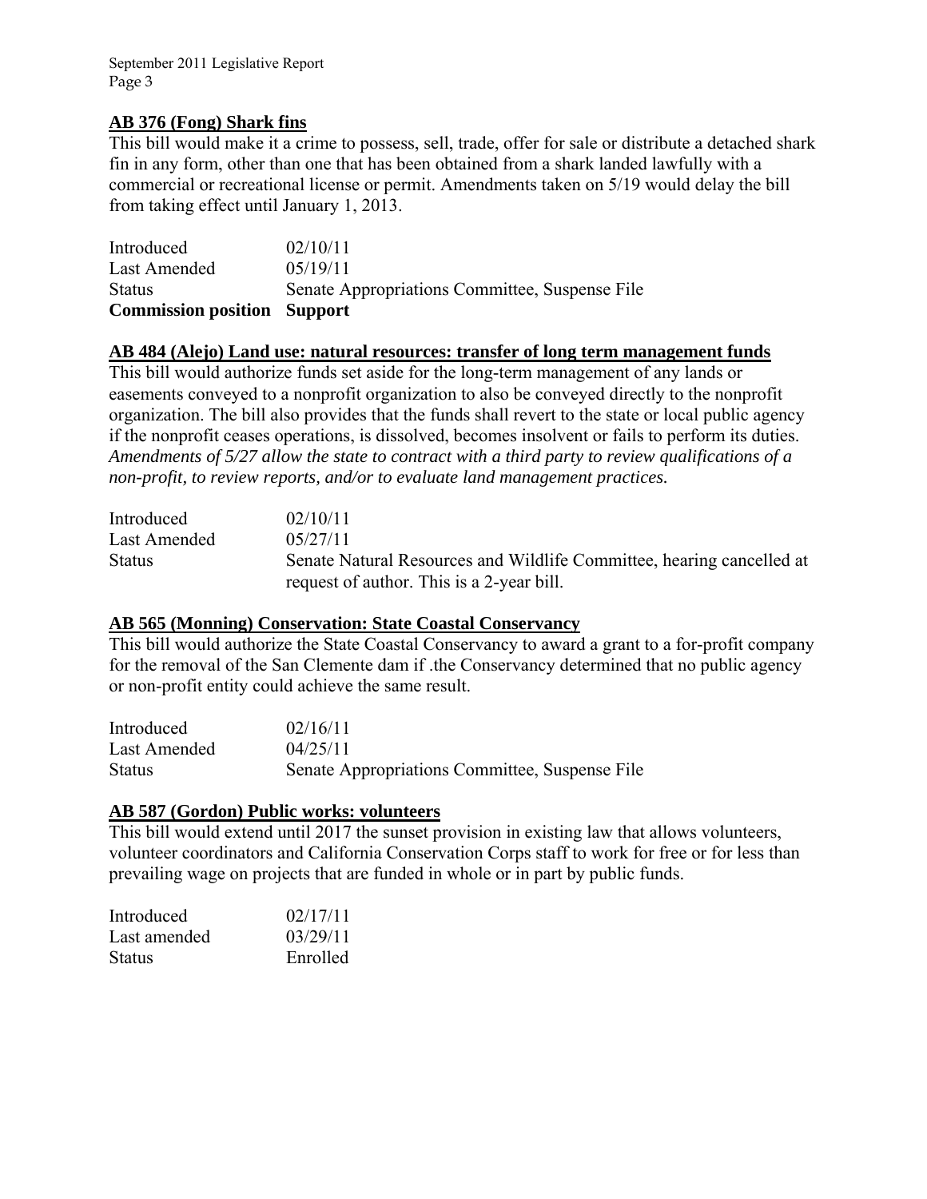**AB 376 (Fong) Shark fins**

This bill would make it a crime to possess, sell, trade, offer for sale or distribute a detached shark fin in any form, other than one that has been obtained from a shark landed lawfully with a commercial or recreational license or permit. Amendments taken on 5/19 would delay the bill from taking effect until January 1, 2013.

| | |
|---|---|
| Introduced | 02/10/11 |
| Last Amended | 05/19/11 |
| Status | Senate Appropriations Committee, Suspense File |
| **Commission position** | **Support** |

**AB 484 (Alejo) Land use: natural resources: transfer of long term management funds**

This bill would authorize funds set aside for the long-term management of any lands or easements conveyed to a nonprofit organization to also be conveyed directly to the nonprofit organization. The bill also provides that the funds shall revert to the state or local public agency if the nonprofit ceases operations, is dissolved, becomes insolvent or fails to perform its duties. *Amendments of 5/27 allow the state to contract with a third party to review qualifications of a non-profit, to review reports, and/or to evaluate land management practices.*

| | |
|---|---|
| Introduced | 02/10/11 |
| Last Amended | 05/27/11 |
| Status | Senate Natural Resources and Wildlife Committee, hearing cancelled at request of author. This is a 2-year bill. |

**AB 565 (Monning) Conservation: State Coastal Conservancy**

This bill would authorize the State Coastal Conservancy to award a grant to a for-profit company for the removal of the San Clemente dam if .the Conservancy determined that no public agency or non-profit entity could achieve the same result.

| | |
|---|---|
| Introduced | 02/16/11 |
| Last Amended | 04/25/11 |
| Status | Senate Appropriations Committee, Suspense File |

**AB 587 (Gordon) Public works: volunteers**

This bill would extend until 2017 the sunset provision in existing law that allows volunteers, volunteer coordinators and California Conservation Corps staff to work for free or for less than prevailing wage on projects that are funded in whole or in part by public funds.

| | |
|---|---|
| Introduced | 02/17/11 |
| Last amended | 03/29/11 |
| Status | Enrolled |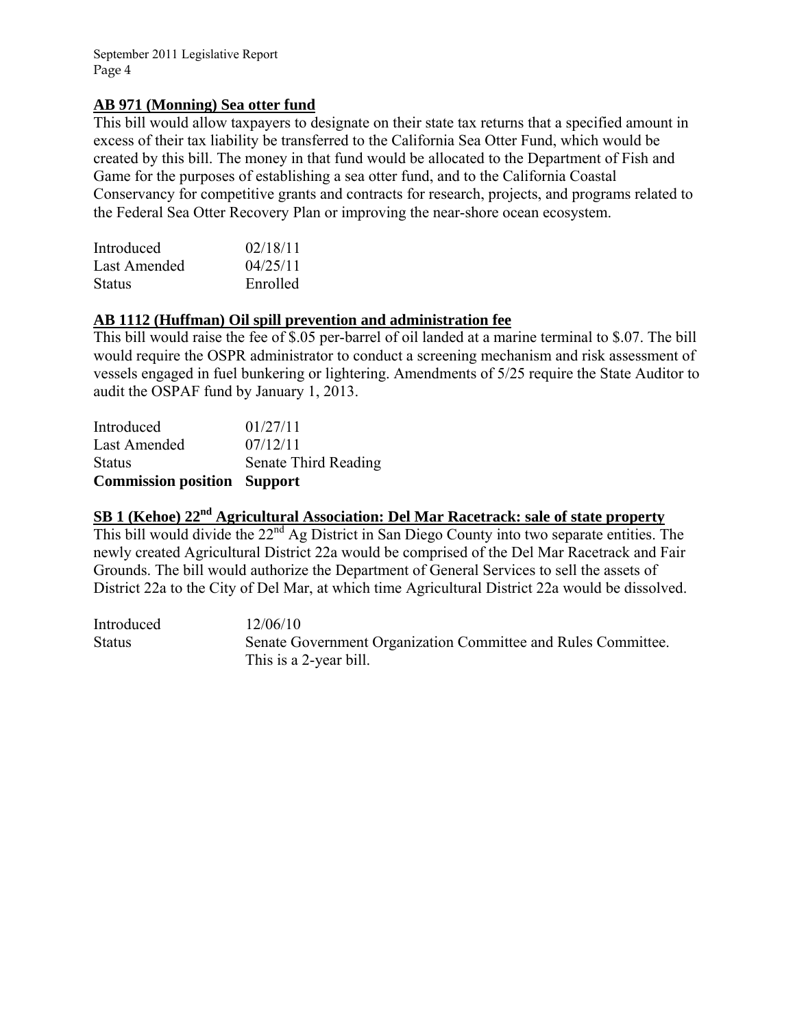### AB 971 (Monning) Sea otter fund

This bill would allow taxpayers to designate on their state tax returns that a specified amount in excess of their tax liability be transferred to the California Sea Otter Fund, which would be created by this bill. The money in that fund would be allocated to the Department of Fish and Game for the purposes of establishing a sea otter fund, and to the California Coastal Conservancy for competitive grants and contracts for research, projects, and programs related to the Federal Sea Otter Recovery Plan or improving the near-shore ocean ecosystem.

| | |
|---|---|
| Introduced | 02/18/11 |
| Last Amended | 04/25/11 |
| Status | Enrolled |

### AB 1112 (Huffman) Oil spill prevention and administration fee

This bill would raise the fee of $.05 per-barrel of oil landed at a marine terminal to $.07. The bill would require the OSPR administrator to conduct a screening mechanism and risk assessment of vessels engaged in fuel bunkering or lightering. Amendments of 5/25 require the State Auditor to audit the OSPAF fund by January 1, 2013.

| | |
|---|---|
| Introduced | 01/27/11 |
| Last Amended | 07/12/11 |
| Status | Senate Third Reading |
| **Commission position** | **Support** |

### SB 1 (Kehoe) 22nd Agricultural Association: Del Mar Racetrack: sale of state property

This bill would divide the 22nd Ag District in San Diego County into two separate entities. The newly created Agricultural District 22a would be comprised of the Del Mar Racetrack and Fair Grounds. The bill would authorize the Department of General Services to sell the assets of District 22a to the City of Del Mar, at which time Agricultural District 22a would be dissolved.

| | |
|---|---|
| Introduced | 12/06/10 |
| Status | Senate Government Organization Committee and Rules Committee. This is a 2-year bill. |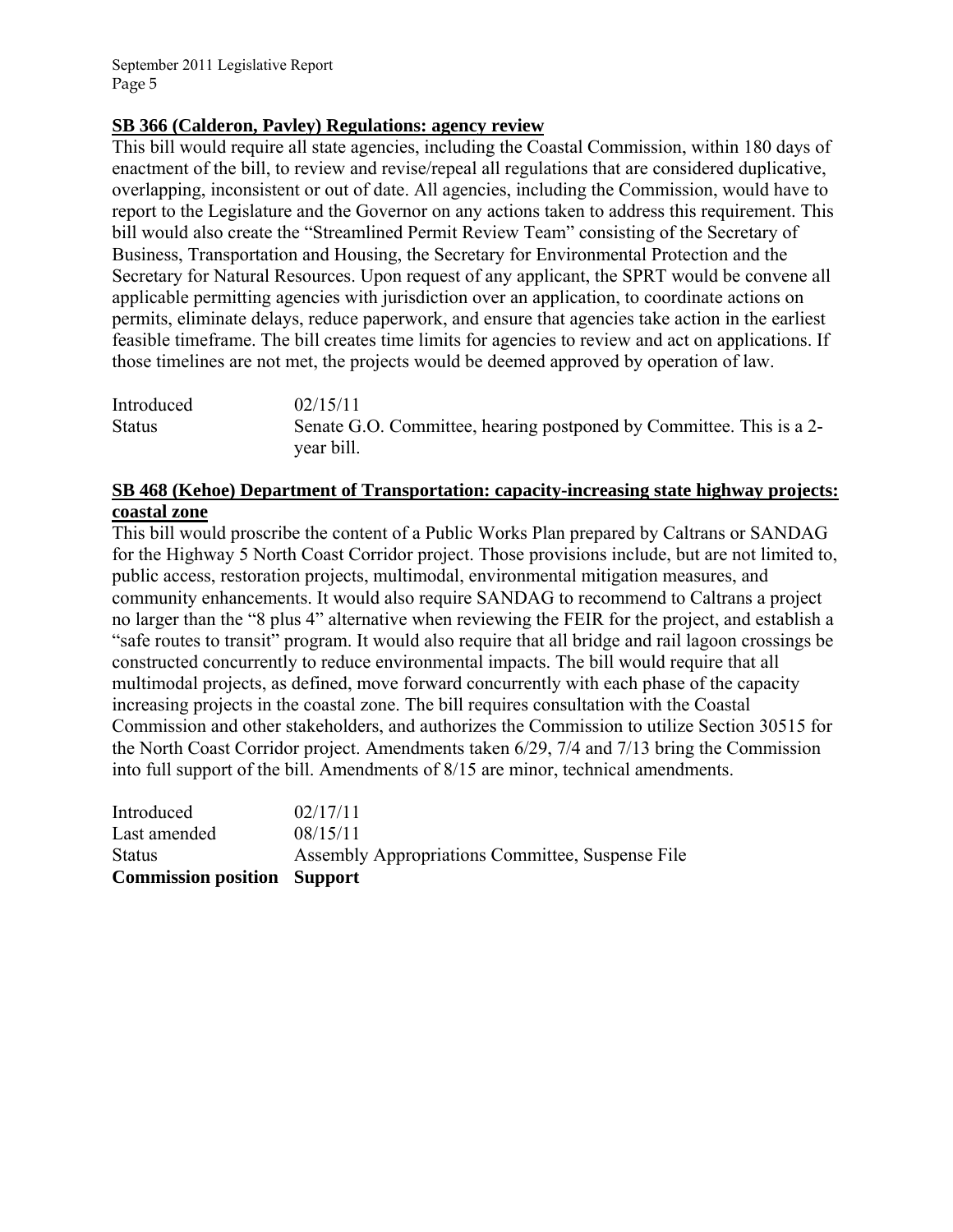**SB 366 (Calderon, Pavley) Regulations: agency review**

This bill would require all state agencies, including the Coastal Commission, within 180 days of enactment of the bill, to review and revise/repeal all regulations that are considered duplicative, overlapping, inconsistent or out of date. All agencies, including the Commission, would have to report to the Legislature and the Governor on any actions taken to address this requirement. This bill would also create the "Streamlined Permit Review Team" consisting of the Secretary of Business, Transportation and Housing, the Secretary for Environmental Protection and the Secretary for Natural Resources. Upon request of any applicant, the SPRT would be convene all applicable permitting agencies with jurisdiction over an application, to coordinate actions on permits, eliminate delays, reduce paperwork, and ensure that agencies take action in the earliest feasible timeframe. The bill creates time limits for agencies to review and act on applications. If those timelines are not met, the projects would be deemed approved by operation of law.

| | |
|---|---|
| Introduced | 02/15/11 |
| Status | Senate G.O. Committee, hearing postponed by Committee. This is a 2-year bill. |

**SB 468 (Kehoe) Department of Transportation: capacity-increasing state highway projects: coastal zone**

This bill would proscribe the content of a Public Works Plan prepared by Caltrans or SANDAG for the Highway 5 North Coast Corridor project. Those provisions include, but are not limited to, public access, restoration projects, multimodal, environmental mitigation measures, and community enhancements. It would also require SANDAG to recommend to Caltrans a project no larger than the "8 plus 4" alternative when reviewing the FEIR for the project, and establish a "safe routes to transit" program. It would also require that all bridge and rail lagoon crossings be constructed concurrently to reduce environmental impacts. The bill would require that all multimodal projects, as defined, move forward concurrently with each phase of the capacity increasing projects in the coastal zone. The bill requires consultation with the Coastal Commission and other stakeholders, and authorizes the Commission to utilize Section 30515 for the North Coast Corridor project. Amendments taken 6/29, 7/4 and 7/13 bring the Commission into full support of the bill. Amendments of 8/15 are minor, technical amendments.

| | |
|---|---|
| Introduced | 02/17/11 |
| Last amended | 08/15/11 |
| Status | Assembly Appropriations Committee, Suspense File |
| **Commission position** | **Support** |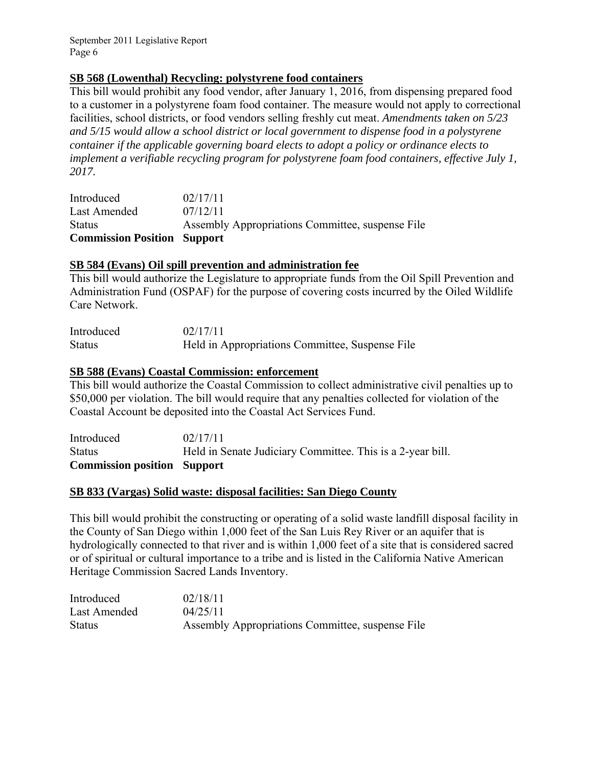**SB 568 (Lowenthal) Recycling: polystyrene food containers**

This bill would prohibit any food vendor, after January 1, 2016, from dispensing prepared food to a customer in a polystyrene foam food container. The measure would not apply to correctional facilities, school districts, or food vendors selling freshly cut meat. *Amendments taken on 5/23 and 5/15 would allow a school district or local government to dispense food in a polystyrene container if the applicable governing board elects to adopt a policy or ordinance elects to implement a verifiable recycling program for polystyrene foam food containers, effective July 1, 2017.*

| | |
|---|---|
| Introduced | 02/17/11 |
| Last Amended | 07/12/11 |
| Status | Assembly Appropriations Committee, suspense File |
| **Commission Position** | **Support** |

**SB 584 (Evans) Oil spill prevention and administration fee**

This bill would authorize the Legislature to appropriate funds from the Oil Spill Prevention and Administration Fund (OSPAF) for the purpose of covering costs incurred by the Oiled Wildlife Care Network.

| | |
|---|---|
| Introduced | 02/17/11 |
| Status | Held in Appropriations Committee, Suspense File |

**SB 588 (Evans) Coastal Commission: enforcement**

This bill would authorize the Coastal Commission to collect administrative civil penalties up to $50,000 per violation. The bill would require that any penalties collected for violation of the Coastal Account be deposited into the Coastal Act Services Fund.

| | |
|---|---|
| Introduced | 02/17/11 |
| Status | Held in Senate Judiciary Committee. This is a 2-year bill. |
| **Commission position** | **Support** |

**SB 833 (Vargas) Solid waste: disposal facilities: San Diego County**

This bill would prohibit the constructing or operating of a solid waste landfill disposal facility in the County of San Diego within 1,000 feet of the San Luis Rey River or an aquifer that is hydrologically connected to that river and is within 1,000 feet of a site that is considered sacred or of spiritual or cultural importance to a tribe and is listed in the California Native American Heritage Commission Sacred Lands Inventory.

| | |
|---|---|
| Introduced | 02/18/11 |
| Last Amended | 04/25/11 |
| Status | Assembly Appropriations Committee, suspense File |